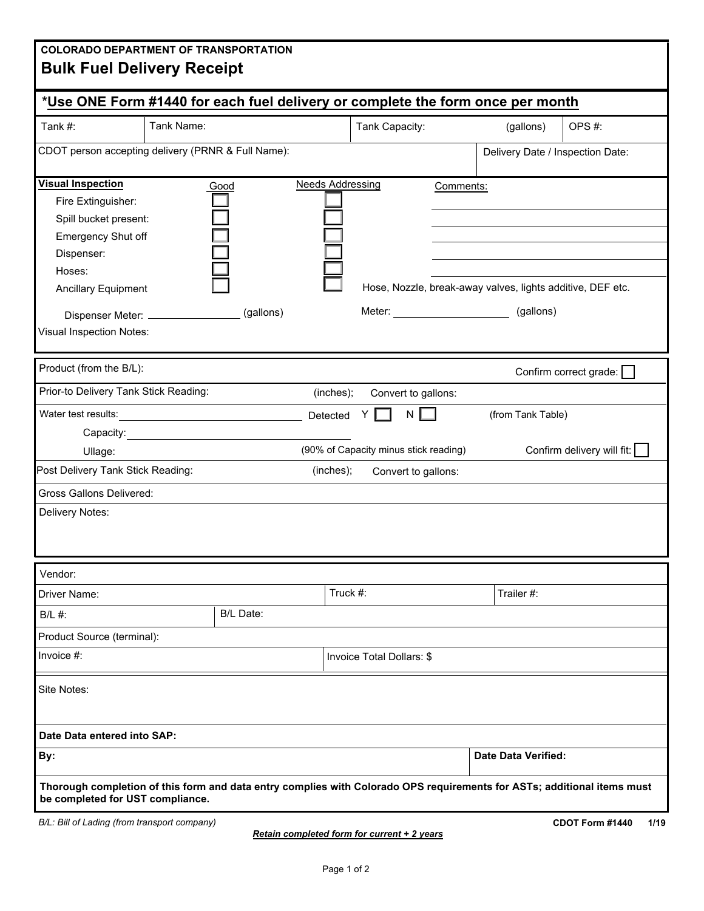**COLORADO DEPARTMENT OF TRANSPORTATION**

# Bulk Fuel Delivery Receipt

## *Use ONE Form #1440 for each fuel delivery or complete the form once per month

| Tank #: | Tank Name: | Tank Capacity: (gallons) | OPS #: |
|---|---|---|---|

| CDOT person accepting delivery (PRNR & Full Name): | Delivery Date / Inspection Date: |
|---|---|

**Visual Inspection**

| Item | Good | Needs Addressing | Comments: |
|---|---|---|---|
| Fire Extinguisher: | ☐ | ☐ | |
| Spill bucket present: | ☐ | ☐ | |
| Emergency Shut off | ☐ | ☐ | |
| Dispenser: | ☐ | ☐ | |
| Hoses: | ☐ | ☐ | |
| Ancillary Equipment | ☐ | ☐ | Hose, Nozzle, break-away valves, lights additive, DEF etc. |

Dispenser Meter: ________________ (gallons) Meter: ____________________ (gallons)

Visual Inspection Notes:

---

Product (from the B/L): Confirm correct grade: ☐

Prior-to Delivery Tank Stick Reading: (inches); Convert to gallons:

Water test results: ____________________ Detected Y ☐ N ☐ (from Tank Table)

Capacity: ____________________

Ullage: (90% of Capacity minus stick reading) Confirm delivery will fit: ☐

Post Delivery Tank Stick Reading: (inches); Convert to gallons:

Gross Gallons Delivered:

Delivery Notes:

---

Vendor:

| Driver Name: | Truck #: | Trailer #: |
|---|---|---|

| B/L #: | B/L Date: |
|---|---|

Product Source (terminal):

| Invoice #: | Invoice Total Dollars: $ |
|---|---|

Site Notes:

**Date Data entered into SAP:**

| **By:** | **Date Data Verified:** |
|---|---|

**Thorough completion of this form and data entry complies with Colorado OPS requirements for ASTs; additional items must be completed for UST compliance.**

*B/L: Bill of Lading (from transport company)*

**CDOT Form #1440 1/19**

***Retain completed form for current + 2 years***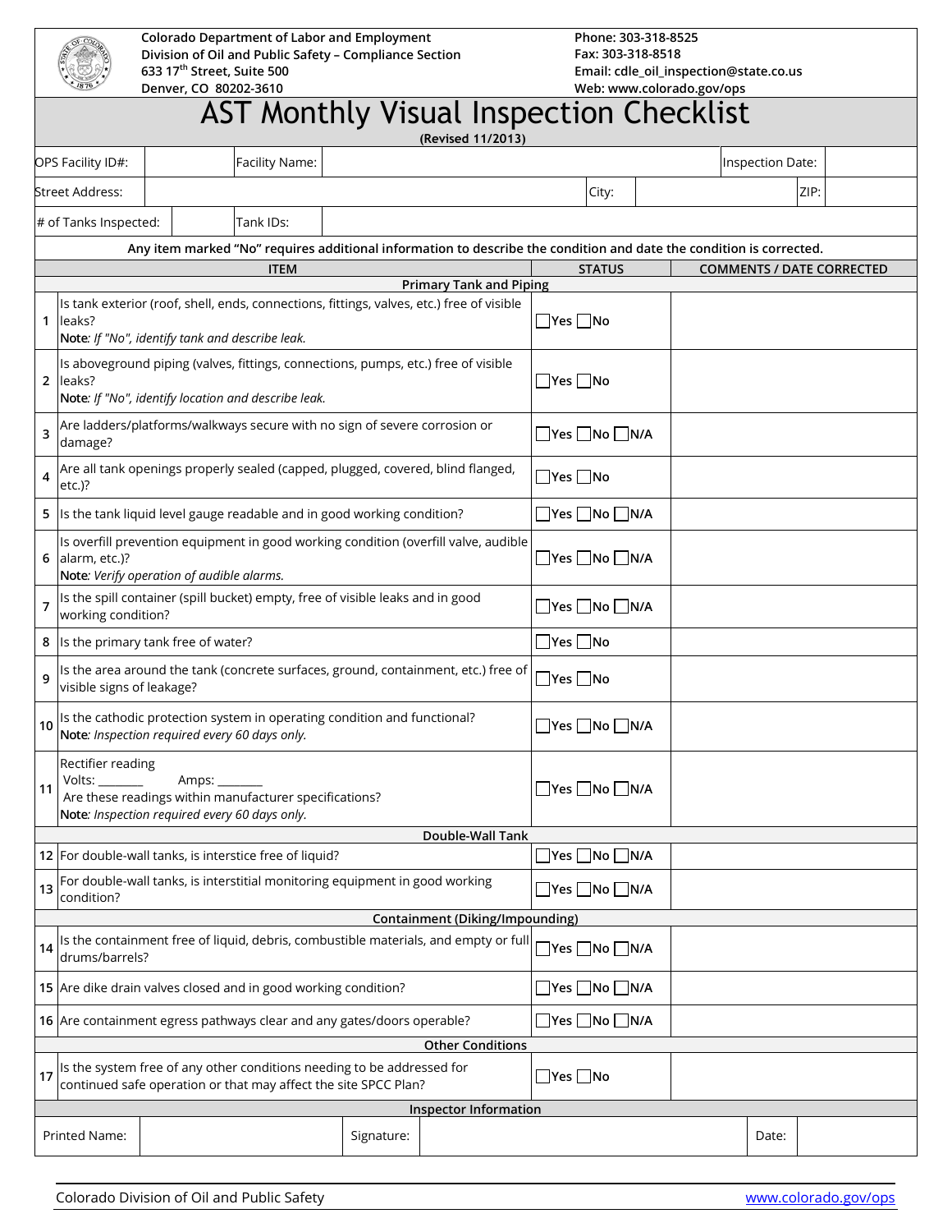Colorado Department of Labor and Employment
Division of Oil and Public Safety – Compliance Section
633 17th Street, Suite 500
Denver, CO 80202-3610

Phone: 303-318-8525
Fax: 303-318-8518
Email: cdle_oil_inspection@state.co.us
Web: www.colorado.gov/ops

# AST Monthly Visual Inspection Checklist

**(Revised 11/2013)**

| | | | | | |
|---|---|---|---|---|---|
| OPS Facility ID#: | | Facility Name: | | Inspection Date: | |
| Street Address: | | City: | | ZIP: | |
| # of Tanks Inspected: | | Tank IDs: | | | |

**Any item marked "No" requires additional information to describe the condition and date the condition is corrected.**

| | ITEM | STATUS | COMMENTS / DATE CORRECTED |
|---|---|---|---|
| | **Primary Tank and Piping** | | |
| 1 | Is tank exterior (roof, shell, ends, connections, fittings, valves, etc.) free of visible leaks?<br>Note*: If "No", identify tank and describe leak.* | ☐Yes ☐No | |
| 2 | Is aboveground piping (valves, fittings, connections, pumps, etc.) free of visible leaks?<br>Note*: If "No", identify location and describe leak.* | ☐Yes ☐No | |
| 3 | Are ladders/platforms/walkways secure with no sign of severe corrosion or damage? | ☐Yes ☐No ☐N/A | |
| 4 | Are all tank openings properly sealed (capped, plugged, covered, blind flanged, etc.)? | ☐Yes ☐No | |
| 5 | Is the tank liquid level gauge readable and in good working condition? | ☐Yes ☐No ☐N/A | |
| 6 | Is overfill prevention equipment in good working condition (overfill valve, audible alarm, etc.)?<br>Note*: Verify operation of audible alarms.* | ☐Yes ☐No ☐N/A | |
| 7 | Is the spill container (spill bucket) empty, free of visible leaks and in good working condition? | ☐Yes ☐No ☐N/A | |
| 8 | Is the primary tank free of water? | ☐Yes ☐No | |
| 9 | Is the area around the tank (concrete surfaces, ground, containment, etc.) free of visible signs of leakage? | ☐Yes ☐No | |
| 10 | Is the cathodic protection system in operating condition and functional?<br>Note*: Inspection required every 60 days only.* | ☐Yes ☐No ☐N/A | |
| 11 | Rectifier reading<br>Volts: _______ Amps: _______<br>Are these readings within manufacturer specifications?<br>Note*: Inspection required every 60 days only.* | ☐Yes ☐No ☐N/A | |
| | **Double-Wall Tank** | | |
| 12 | For double-wall tanks, is interstice free of liquid? | ☐Yes ☐No ☐N/A | |
| 13 | For double-wall tanks, is interstitial monitoring equipment in good working condition? | ☐Yes ☐No ☐N/A | |
| | **Containment (Diking/Impounding)** | | |
| 14 | Is the containment free of liquid, debris, combustible materials, and empty or full drums/barrels? | ☐Yes ☐No ☐N/A | |
| 15 | Are dike drain valves closed and in good working condition? | ☐Yes ☐No ☐N/A | |
| 16 | Are containment egress pathways clear and any gates/doors operable? | ☐Yes ☐No ☐N/A | |
| | **Other Conditions** | | |
| 17 | Is the system free of any other conditions needing to be addressed for continued safe operation or that may affect the site SPCC Plan? | ☐Yes ☐No | |

**Inspector Information**

| | | | | | |
|---|---|---|---|---|---|
| Printed Name: | | Signature: | | Date: | |